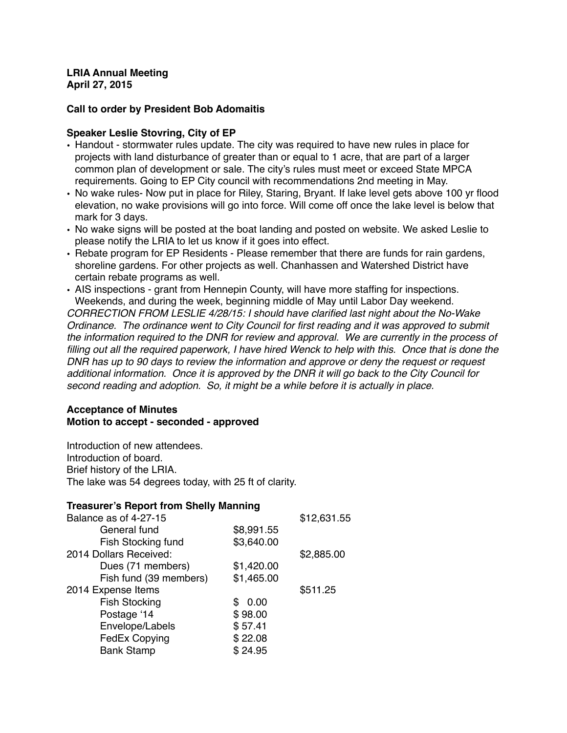**LRIA Annual Meeting**
**April 27, 2015**

**Call to order by President Bob Adomaitis**

**Speaker Leslie Stovring, City of EP**

- Handout - stormwater rules update. The city was required to have new rules in place for projects with land disturbance of greater than or equal to 1 acre, that are part of a larger common plan of development or sale. The city's rules must meet or exceed State MPCA requirements. Going to EP City council with recommendations 2nd meeting in May.
- No wake rules- Now put in place for Riley, Staring, Bryant. If lake level gets above 100 yr flood elevation, no wake provisions will go into force. Will come off once the lake level is below that mark for 3 days.
- No wake signs will be posted at the boat landing and posted on website. We asked Leslie to please notify the LRIA to let us know if it goes into effect.
- Rebate program for EP Residents - Please remember that there are funds for rain gardens, shoreline gardens. For other projects as well. Chanhassen and Watershed District have certain rebate programs as well.
- AIS inspections - grant from Hennepin County, will have more staffing for inspections. Weekends, and during the week, beginning middle of May until Labor Day weekend.

*CORRECTION FROM LESLIE 4/28/15: I should have clarified last night about the No-Wake Ordinance. The ordinance went to City Council for first reading and it was approved to submit the information required to the DNR for review and approval. We are currently in the process of filling out all the required paperwork, I have hired Wenck to help with this. Once that is done the DNR has up to 90 days to review the information and approve or deny the request or request additional information. Once it is approved by the DNR it will go back to the City Council for second reading and adoption. So, it might be a while before it is actually in place.*

**Acceptance of Minutes**
**Motion to accept - seconded - approved**

Introduction of new attendees.
Introduction of board.
Brief history of the LRIA.
The lake was 54 degrees today, with 25 ft of clarity.

**Treasurer's Report from Shelly Manning**

| | | |
|---|---|---|
| Balance as of 4-27-15 | | $12,631.55 |
| General fund | $8,991.55 | |
| Fish Stocking fund | $3,640.00 | |
| 2014 Dollars Received: | | $2,885.00 |
| Dues (71 members) | $1,420.00 | |
| Fish fund (39 members) | $1,465.00 | |
| 2014 Expense Items | | $511.25 |
| Fish Stocking | $ 0.00 | |
| Postage '14 | $ 98.00 | |
| Envelope/Labels | $ 57.41 | |
| FedEx Copying | $ 22.08 | |
| Bank Stamp | $ 24.95 | |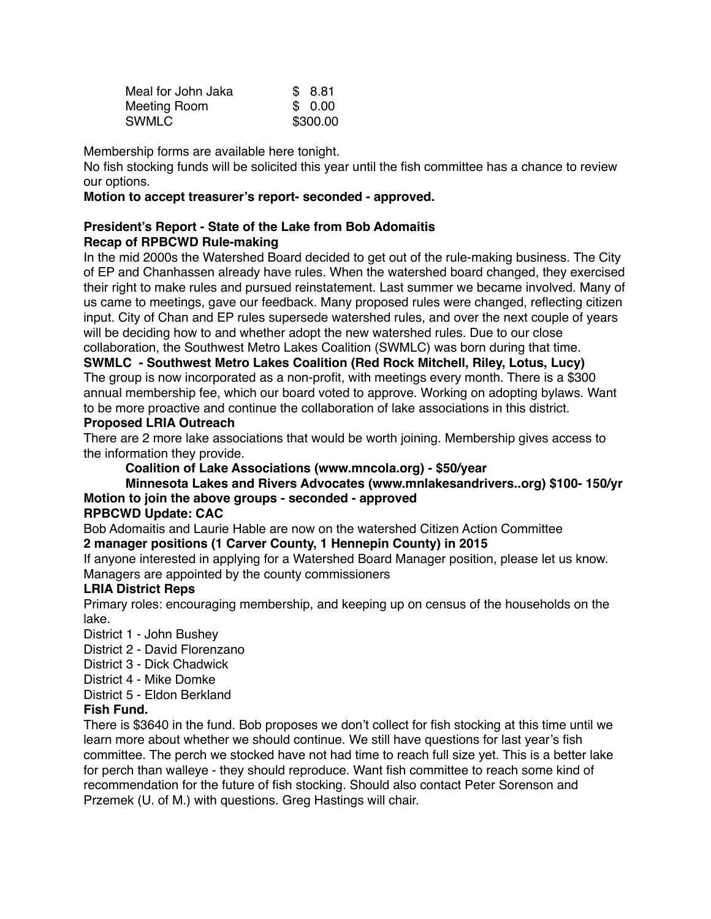| | |
|---|---|
| Meal for John Jaka | $ 8.81 |
| Meeting Room | $ 0.00 |
| SWMLC | $300.00 |

Membership forms are available here tonight.
No fish stocking funds will be solicited this year until the fish committee has a chance to review our options.
**Motion to accept treasurer's report- seconded - approved.**

**President's Report - State of the Lake from Bob Adomaitis**
**Recap of RPBCWD Rule-making**
In the mid 2000s the Watershed Board decided to get out of the rule-making business. The City of EP and Chanhassen already have rules. When the watershed board changed, they exercised their right to make rules and pursued reinstatement. Last summer we became involved. Many of us came to meetings, gave our feedback. Many proposed rules were changed, reflecting citizen input. City of Chan and EP rules supersede watershed rules, and over the next couple of years will be deciding how to and whether adopt the new watershed rules. Due to our close collaboration, the Southwest Metro Lakes Coalition (SWMLC) was born during that time.
**SWMLC - Southwest Metro Lakes Coalition (Red Rock Mitchell, Riley, Lotus, Lucy)**
The group is now incorporated as a non-profit, with meetings every month. There is a $300 annual membership fee, which our board voted to approve. Working on adopting bylaws. Want to be more proactive and continue the collaboration of lake associations in this district.
**Proposed LRIA Outreach**
There are 2 more lake associations that would be worth joining. Membership gives access to the information they provide.

**Coalition of Lake Associations (www.mncola.org) - $50/year**
**Minnesota Lakes and Rivers Advocates (www.mnlakesandrivers..org) $100- 150/yr**

**Motion to join the above groups - seconded - approved**
**RPBCWD Update: CAC**
Bob Adomaitis and Laurie Hable are now on the watershed Citizen Action Committee
**2 manager positions (1 Carver County, 1 Hennepin County) in 2015**
If anyone interested in applying for a Watershed Board Manager position, please let us know. Managers are appointed by the county commissioners
**LRIA District Reps**
Primary roles: encouraging membership, and keeping up on census of the households on the lake.
District 1 - John Bushey
District 2 - David Florenzano
District 3 - Dick Chadwick
District 4 - Mike Domke
District 5 - Eldon Berkland
**Fish Fund.**
There is $3640 in the fund. Bob proposes we don't collect for fish stocking at this time until we learn more about whether we should continue. We still have questions for last year's fish committee. The perch we stocked have not had time to reach full size yet. This is a better lake for perch than walleye - they should reproduce. Want fish committee to reach some kind of recommendation for the future of fish stocking. Should also contact Peter Sorenson and Przemek (U. of M.) with questions. Greg Hastings will chair.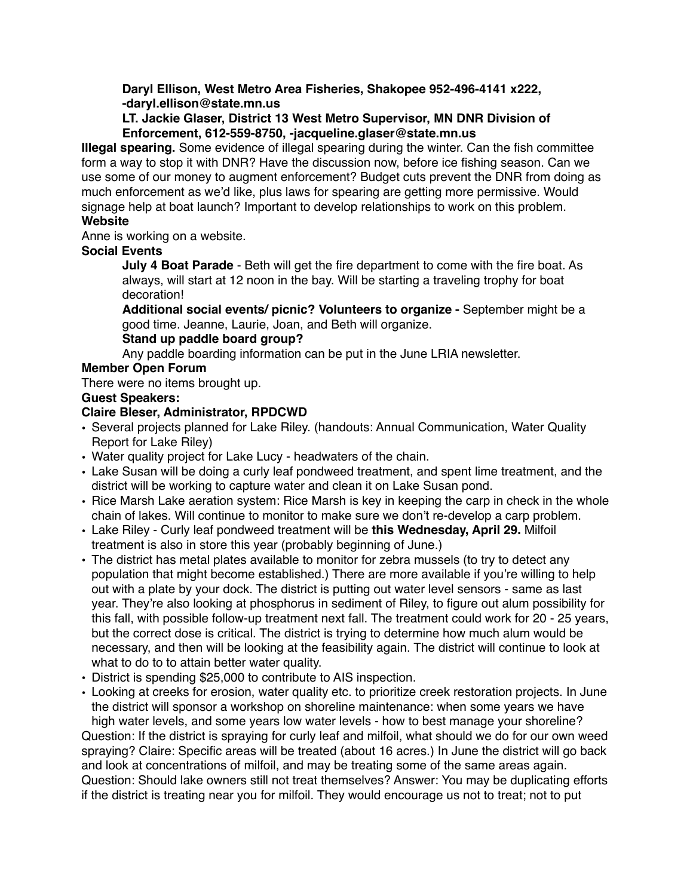**Daryl Ellison, West Metro Area Fisheries, Shakopee 952-496-4141 x222, -daryl.ellison@state.mn.us**

**LT. Jackie Glaser, District 13 West Metro Supervisor, MN DNR Division of Enforcement, 612-559-8750, -jacqueline.glaser@state.mn.us**

**Illegal spearing.** Some evidence of illegal spearing during the winter. Can the fish committee form a way to stop it with DNR? Have the discussion now, before ice fishing season. Can we use some of our money to augment enforcement? Budget cuts prevent the DNR from doing as much enforcement as we'd like, plus laws for spearing are getting more permissive. Would signage help at boat launch? Important to develop relationships to work on this problem.

**Website**

Anne is working on a website.

**Social Events**

**July 4 Boat Parade** - Beth will get the fire department to come with the fire boat. As always, will start at 12 noon in the bay. Will be starting a traveling trophy for boat decoration!

**Additional social events/ picnic? Volunteers to organize -** September might be a good time. Jeanne, Laurie, Joan, and Beth will organize.

**Stand up paddle board group?**

Any paddle boarding information can be put in the June LRIA newsletter.

**Member Open Forum**

There were no items brought up.

**Guest Speakers:**

**Claire Bleser, Administrator, RPDCWD**

- Several projects planned for Lake Riley. (handouts: Annual Communication, Water Quality Report for Lake Riley)
- Water quality project for Lake Lucy - headwaters of the chain.
- Lake Susan will be doing a curly leaf pondweed treatment, and spent lime treatment, and the district will be working to capture water and clean it on Lake Susan pond.
- Rice Marsh Lake aeration system: Rice Marsh is key in keeping the carp in check in the whole chain of lakes. Will continue to monitor to make sure we don't re-develop a carp problem.
- Lake Riley - Curly leaf pondweed treatment will be **this Wednesday, April 29.** Milfoil treatment is also in store this year (probably beginning of June.)
- The district has metal plates available to monitor for zebra mussels (to try to detect any population that might become established.) There are more available if you're willing to help out with a plate by your dock. The district is putting out water level sensors - same as last year. They're also looking at phosphorus in sediment of Riley, to figure out alum possibility for this fall, with possible follow-up treatment next fall. The treatment could work for 20 - 25 years, but the correct dose is critical. The district is trying to determine how much alum would be necessary, and then will be looking at the feasibility again. The district will continue to look at what to do to to attain better water quality.
- District is spending $25,000 to contribute to AIS inspection.
- Looking at creeks for erosion, water quality etc. to prioritize creek restoration projects. In June the district will sponsor a workshop on shoreline maintenance: when some years we have high water levels, and some years low water levels - how to best manage your shoreline?

Question: If the district is spraying for curly leaf and milfoil, what should we do for our own weed spraying? Claire: Specific areas will be treated (about 16 acres.) In June the district will go back and look at concentrations of milfoil, and may be treating some of the same areas again. Question: Should lake owners still not treat themselves? Answer: You may be duplicating efforts if the district is treating near you for milfoil. They would encourage us not to treat; not to put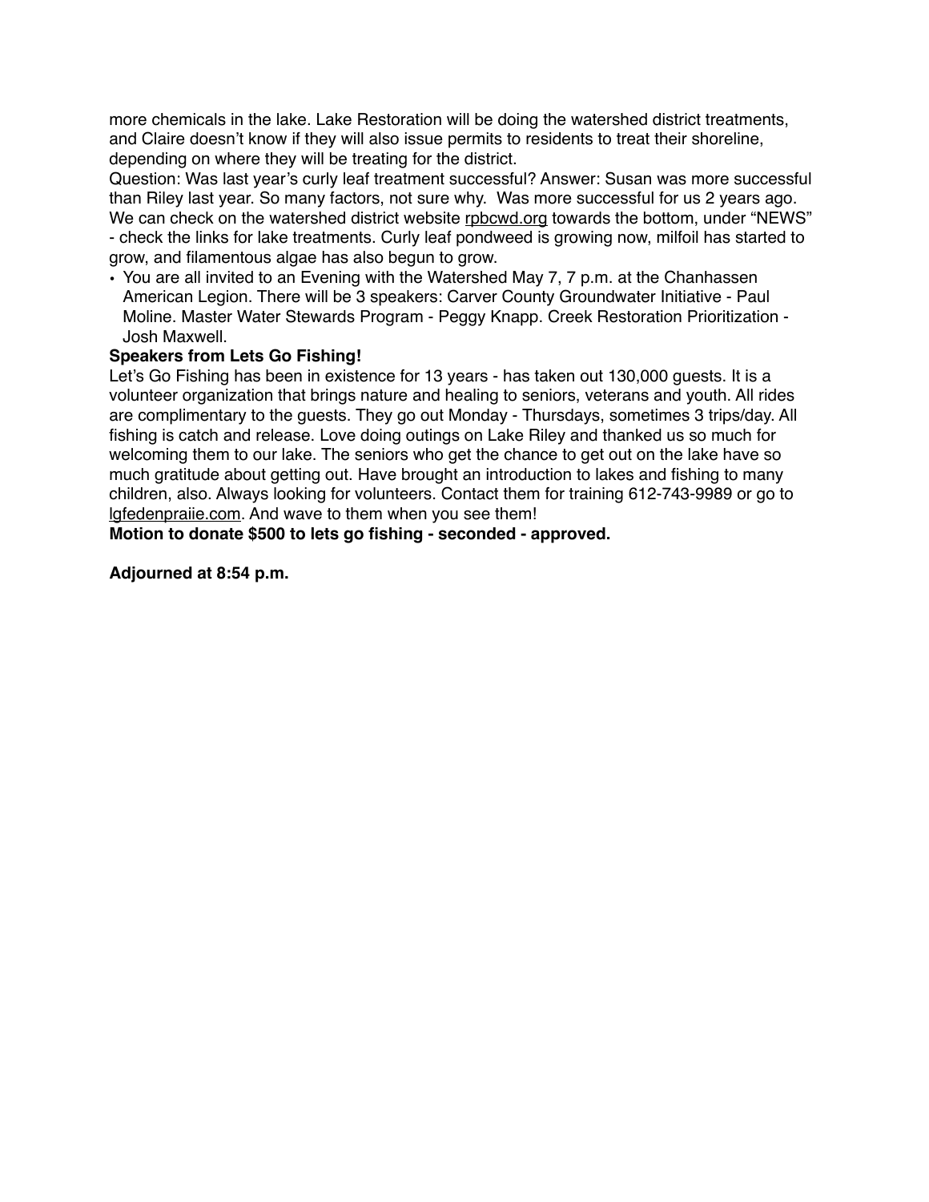more chemicals in the lake. Lake Restoration will be doing the watershed district treatments, and Claire doesn't know if they will also issue permits to residents to treat their shoreline, depending on where they will be treating for the district.

Question: Was last year's curly leaf treatment successful? Answer: Susan was more successful than Riley last year. So many factors, not sure why. Was more successful for us 2 years ago. We can check on the watershed district website rpbcwd.org towards the bottom, under "NEWS" - check the links for lake treatments. Curly leaf pondweed is growing now, milfoil has started to grow, and filamentous algae has also begun to grow.

- You are all invited to an Evening with the Watershed May 7, 7 p.m. at the Chanhassen American Legion. There will be 3 speakers: Carver County Groundwater Initiative - Paul Moline. Master Water Stewards Program - Peggy Knapp. Creek Restoration Prioritization - Josh Maxwell.

**Speakers from Lets Go Fishing!**

Let's Go Fishing has been in existence for 13 years - has taken out 130,000 guests. It is a volunteer organization that brings nature and healing to seniors, veterans and youth. All rides are complimentary to the guests. They go out Monday - Thursdays, sometimes 3 trips/day. All fishing is catch and release. Love doing outings on Lake Riley and thanked us so much for welcoming them to our lake. The seniors who get the chance to get out on the lake have so much gratitude about getting out. Have brought an introduction to lakes and fishing to many children, also. Always looking for volunteers. Contact them for training 612-743-9989 or go to lgfedenpraiie.com. And wave to them when you see them!

**Motion to donate $500 to lets go fishing - seconded - approved.**

**Adjourned at 8:54 p.m.**